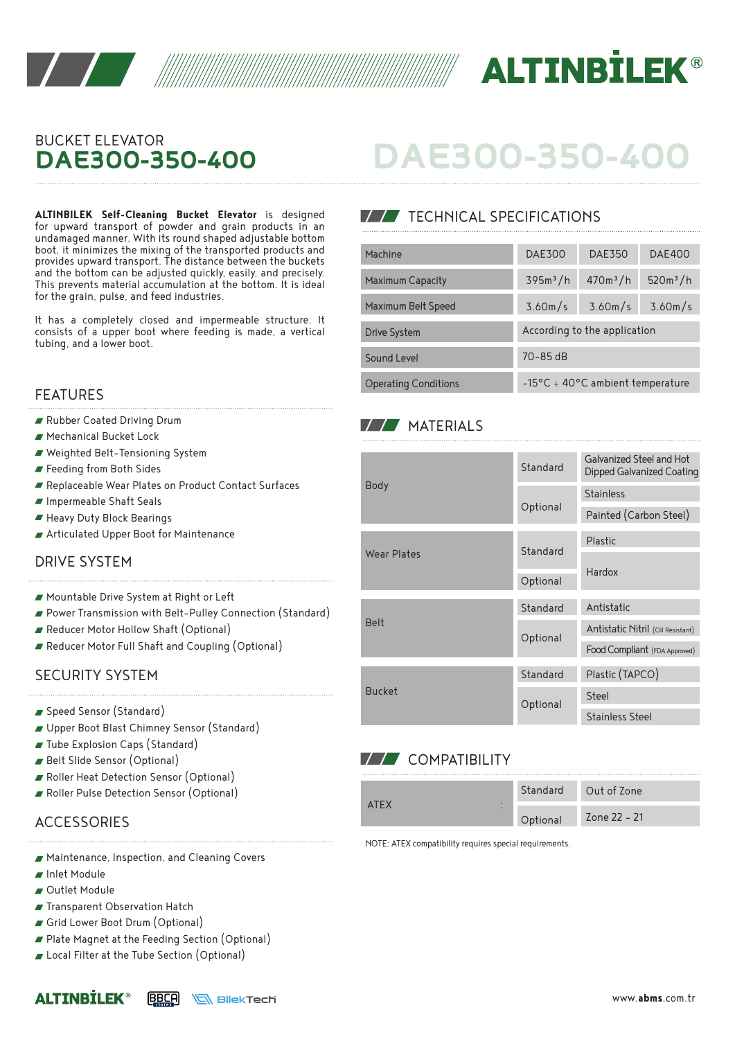# ALTINBİLEK®

## BUCKET ELEVATOR
# DAE300-350-400

**ALTINBILEK Self-Cleaning Bucket Elevator** is designed for upward transport of powder and grain products in an undamaged manner. With its round shaped adjustable bottom boot, it minimizes the mixing of the transported products and provides upward transport. The distance between the buckets and the bottom can be adjusted quickly, easily, and precisely. This prevents material accumulation at the bottom. It is ideal for the grain, pulse, and feed industries.

It has a completely closed and impermeable structure. It consists of a upper boot where feeding is made, a vertical tubing, and a lower boot.

## FEATURES

- Rubber Coated Driving Drum
- Mechanical Bucket Lock
- Weighted Belt-Tensioning System
- Feeding from Both Sides
- Replaceable Wear Plates on Product Contact Surfaces
- Impermeable Shaft Seals
- Heavy Duty Block Bearings
- Articulated Upper Boot for Maintenance

## DRIVE SYSTEM

- Mountable Drive System at Right or Left
- Power Transmission with Belt-Pulley Connection (Standard)
- Reducer Motor Hollow Shaft (Optional)
- Reducer Motor Full Shaft and Coupling (Optional)

## SECURITY SYSTEM

- Speed Sensor (Standard)
- Upper Boot Blast Chimney Sensor (Standard)
- Tube Explosion Caps (Standard)
- Belt Slide Sensor (Optional)
- Roller Heat Detection Sensor (Optional)
- Roller Pulse Detection Sensor (Optional)

## ACCESSORIES

- Maintenance, Inspection, and Cleaning Covers
- Inlet Module
- Outlet Module
- Transparent Observation Hatch
- Grid Lower Boot Drum (Optional)
- Plate Magnet at the Feeding Section (Optional)
- Local Filter at the Tube Section (Optional)

## TECHNICAL SPECIFICATIONS

| Machine | DAE300 | DAE350 | DAE400 |
|---|---|---|---|
| Maximum Capacity | 395m³/h | 470m³/h | 520m³/h |
| Maximum Belt Speed | 3.60m/s | 3.60m/s | 3.60m/s |
| Drive System | According to the application | | |
| Sound Level | 70-85 dB | | |
| Operating Conditions | -15°C ÷ 40°C ambient temperature | | |

## MATERIALS

| Component | Type | Material |
|---|---|---|
| Body | Standard | Galvanized Steel and Hot Dipped Galvanized Coating |
| | Optional | Stainless |
| | | Painted (Carbon Steel) |
| Wear Plates | Standard | Plastic |
| | | Hardox |
| | Optional | |
| Belt | Standard | Antistatic |
| | Optional | Antistatic Nitril (Oil Resistant) |
| | | Food Compliant (FDA Approved) |
| Bucket | Standard | Plastic (TAPCO) |
| | Optional | Steel |
| | | Stainless Steel |

## COMPATIBILITY

| | | |
|---|---|---|
| ATEX | Standard | Out of Zone |
| | Optional | Zone 22 - 21 |

NOTE: ATEX compatibility requires special requirements.

ALTINBİLEK® BBCA BilekTech www.abms.com.tr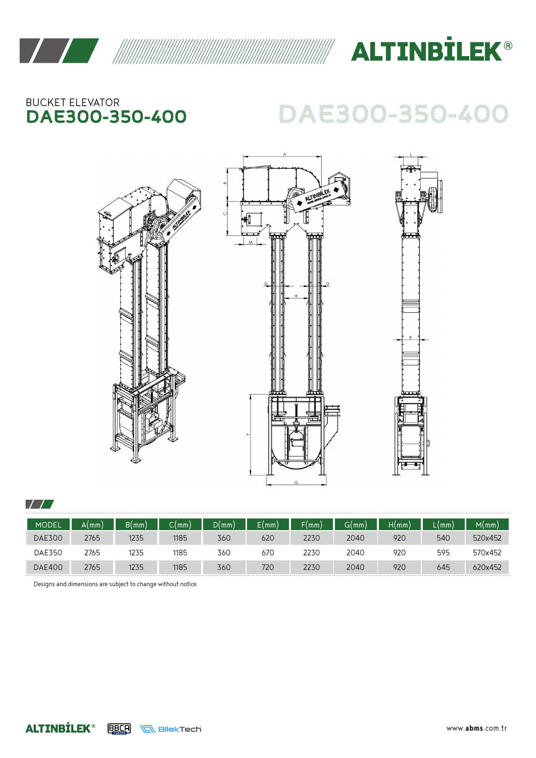BUCKET ELEVATOR
# DAE300-350-400

| MODEL | A(mm) | B(mm) | C(mm) | D(mm) | E(mm) | F(mm) | G(mm) | H(mm) | L(mm) | M(mm) |
|---|---|---|---|---|---|---|---|---|---|---|
| DAE300 | 2765 | 1235 | 1185 | 360 | 620 | 2230 | 2040 | 920 | 540 | 520x452 |
| DAE350 | 2765 | 1235 | 1185 | 360 | 670 | 2230 | 2040 | 920 | 595 | 570x452 |
| DAE400 | 2765 | 1235 | 1185 | 360 | 720 | 2230 | 2040 | 920 | 645 | 620x452 |

Designs and dimensions are subject to change without notice.